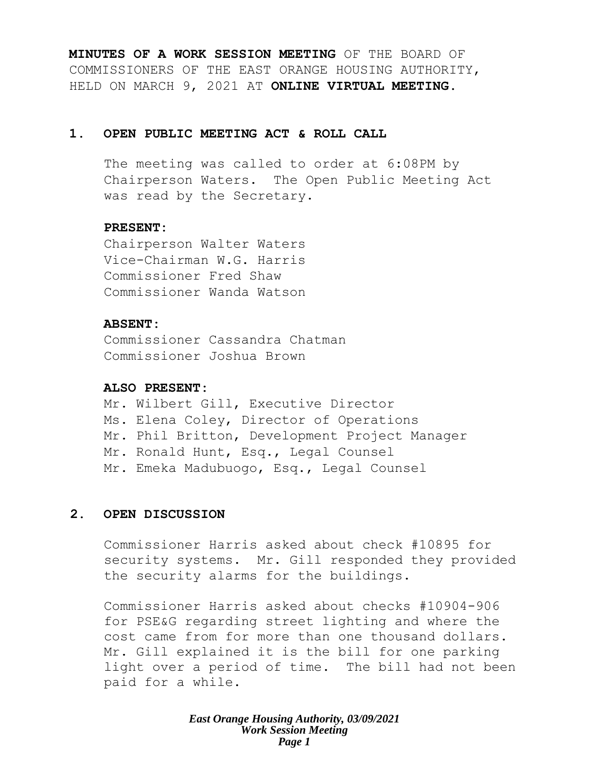**MINUTES OF A WORK SESSION MEETING** OF THE BOARD OF COMMISSIONERS OF THE EAST ORANGE HOUSING AUTHORITY, HELD ON MARCH 9, 2021 AT **ONLINE VIRTUAL MEETING.**

## 1. OPEN PUBLIC MEETING ACT & ROLL CALL

The meeting was called to order at 6:08PM by Chairperson Waters. The Open Public Meeting Act was read by the Secretary.

**PRESENT:**

Chairperson Walter Waters
Vice-Chairman W.G. Harris
Commissioner Fred Shaw
Commissioner Wanda Watson

**ABSENT:**

Commissioner Cassandra Chatman
Commissioner Joshua Brown

**ALSO PRESENT:**

Mr. Wilbert Gill, Executive Director
Ms. Elena Coley, Director of Operations
Mr. Phil Britton, Development Project Manager
Mr. Ronald Hunt, Esq., Legal Counsel
Mr. Emeka Madubuogo, Esq., Legal Counsel

## 2. OPEN DISCUSSION

Commissioner Harris asked about check #10895 for security systems. Mr. Gill responded they provided the security alarms for the buildings.

Commissioner Harris asked about checks #10904-906 for PSE&G regarding street lighting and where the cost came from for more than one thousand dollars. Mr. Gill explained it is the bill for one parking light over a period of time. The bill had not been paid for a while.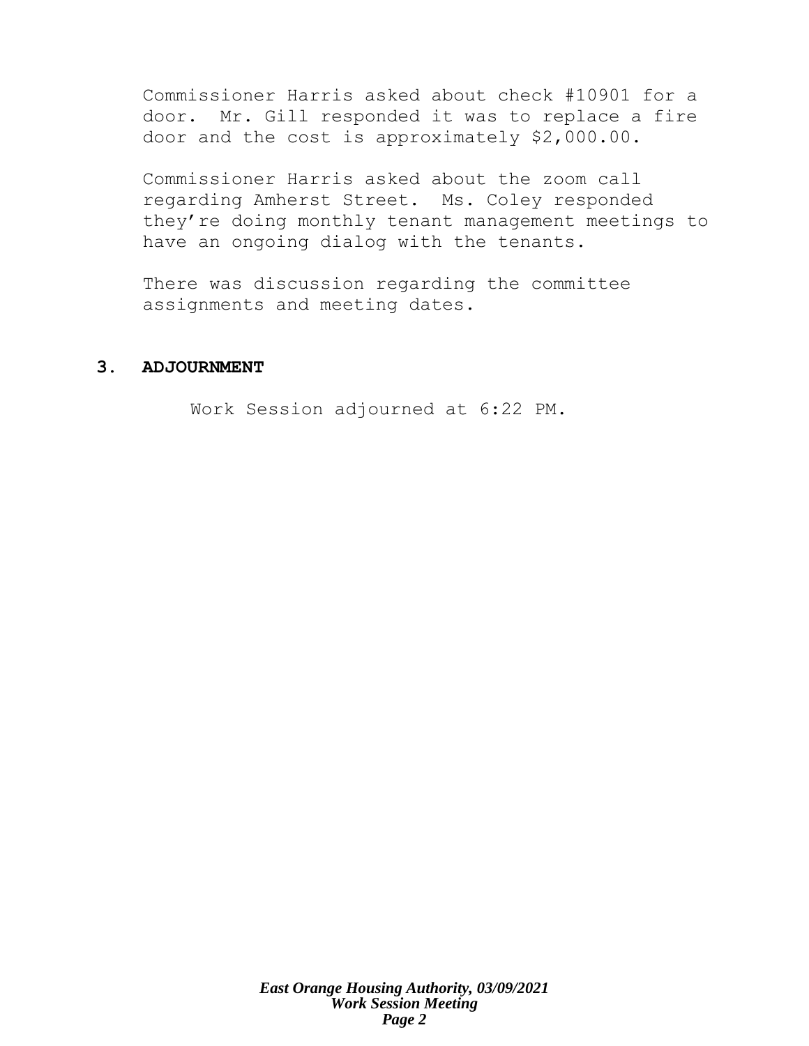Commissioner Harris asked about check #10901 for a door. Mr. Gill responded it was to replace a fire door and the cost is approximately $2,000.00.

Commissioner Harris asked about the zoom call regarding Amherst Street. Ms. Coley responded they're doing monthly tenant management meetings to have an ongoing dialog with the tenants.

There was discussion regarding the committee assignments and meeting dates.

## 3. ADJOURNMENT

Work Session adjourned at 6:22 PM.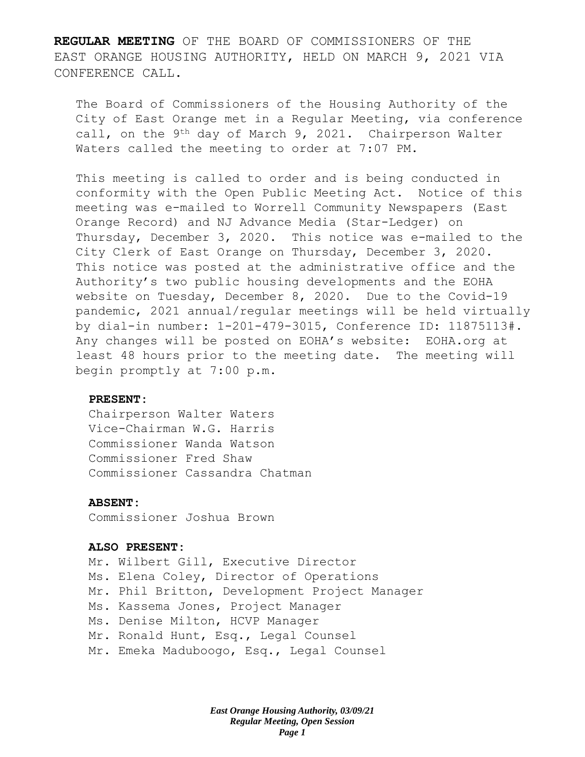**REGULAR MEETING** OF THE BOARD OF COMMISSIONERS OF THE EAST ORANGE HOUSING AUTHORITY, HELD ON MARCH 9, 2021 VIA CONFERENCE CALL.

The Board of Commissioners of the Housing Authority of the City of East Orange met in a Regular Meeting, via conference call, on the 9th day of March 9, 2021. Chairperson Walter Waters called the meeting to order at 7:07 PM.

This meeting is called to order and is being conducted in conformity with the Open Public Meeting Act. Notice of this meeting was e-mailed to Worrell Community Newspapers (East Orange Record) and NJ Advance Media (Star-Ledger) on Thursday, December 3, 2020. This notice was e-mailed to the City Clerk of East Orange on Thursday, December 3, 2020. This notice was posted at the administrative office and the Authority's two public housing developments and the EOHA website on Tuesday, December 8, 2020. Due to the Covid-19 pandemic, 2021 annual/regular meetings will be held virtually by dial-in number: 1-201-479-3015, Conference ID: 11875113#. Any changes will be posted on EOHA's website: EOHA.org at least 48 hours prior to the meeting date. The meeting will begin promptly at 7:00 p.m.

**PRESENT:**

Chairperson Walter Waters
Vice-Chairman W.G. Harris
Commissioner Wanda Watson
Commissioner Fred Shaw
Commissioner Cassandra Chatman

**ABSENT:**

Commissioner Joshua Brown

**ALSO PRESENT:**

Mr. Wilbert Gill, Executive Director
Ms. Elena Coley, Director of Operations
Mr. Phil Britton, Development Project Manager
Ms. Kassema Jones, Project Manager
Ms. Denise Milton, HCVP Manager
Mr. Ronald Hunt, Esq., Legal Counsel
Mr. Emeka Maduboogo, Esq., Legal Counsel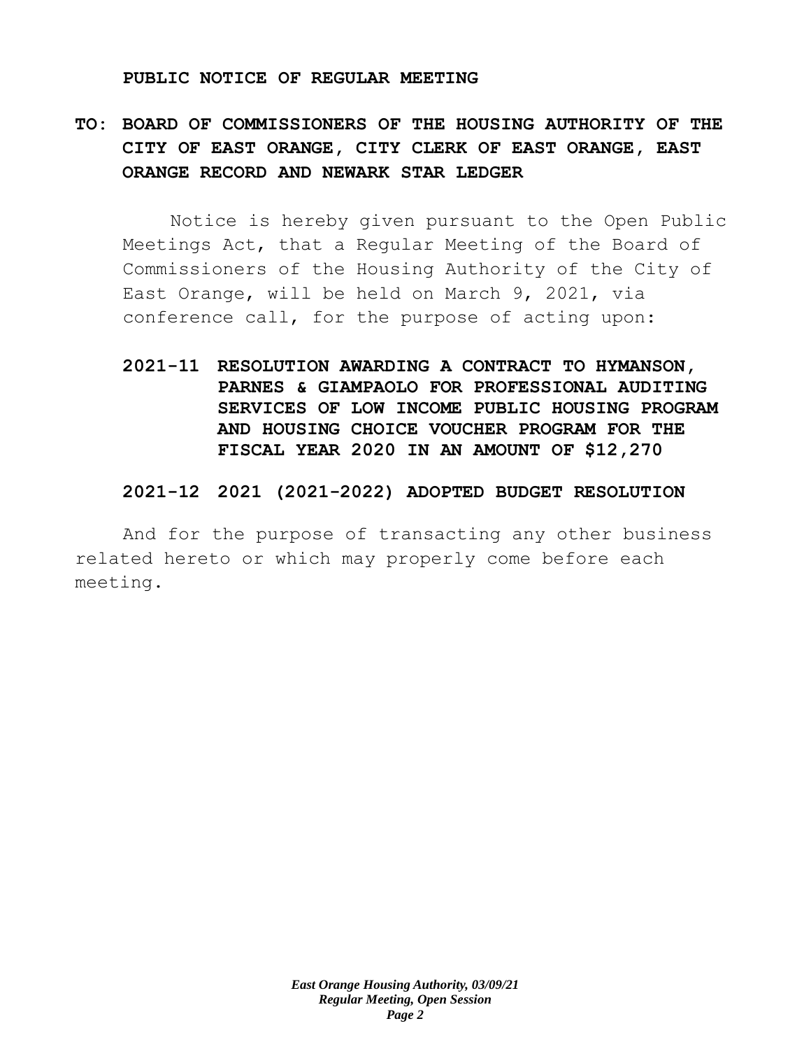**PUBLIC NOTICE OF REGULAR MEETING**

**TO: BOARD OF COMMISSIONERS OF THE HOUSING AUTHORITY OF THE CITY OF EAST ORANGE, CITY CLERK OF EAST ORANGE, EAST ORANGE RECORD AND NEWARK STAR LEDGER**

Notice is hereby given pursuant to the Open Public Meetings Act, that a Regular Meeting of the Board of Commissioners of the Housing Authority of the City of East Orange, will be held on March 9, 2021, via conference call, for the purpose of acting upon:

**2021-11 RESOLUTION AWARDING A CONTRACT TO HYMANSON, PARNES & GIAMPAOLO FOR PROFESSIONAL AUDITING SERVICES OF LOW INCOME PUBLIC HOUSING PROGRAM AND HOUSING CHOICE VOUCHER PROGRAM FOR THE FISCAL YEAR 2020 IN AN AMOUNT OF $12,270**

**2021-12 2021 (2021-2022) ADOPTED BUDGET RESOLUTION**

And for the purpose of transacting any other business related hereto or which may properly come before each meeting.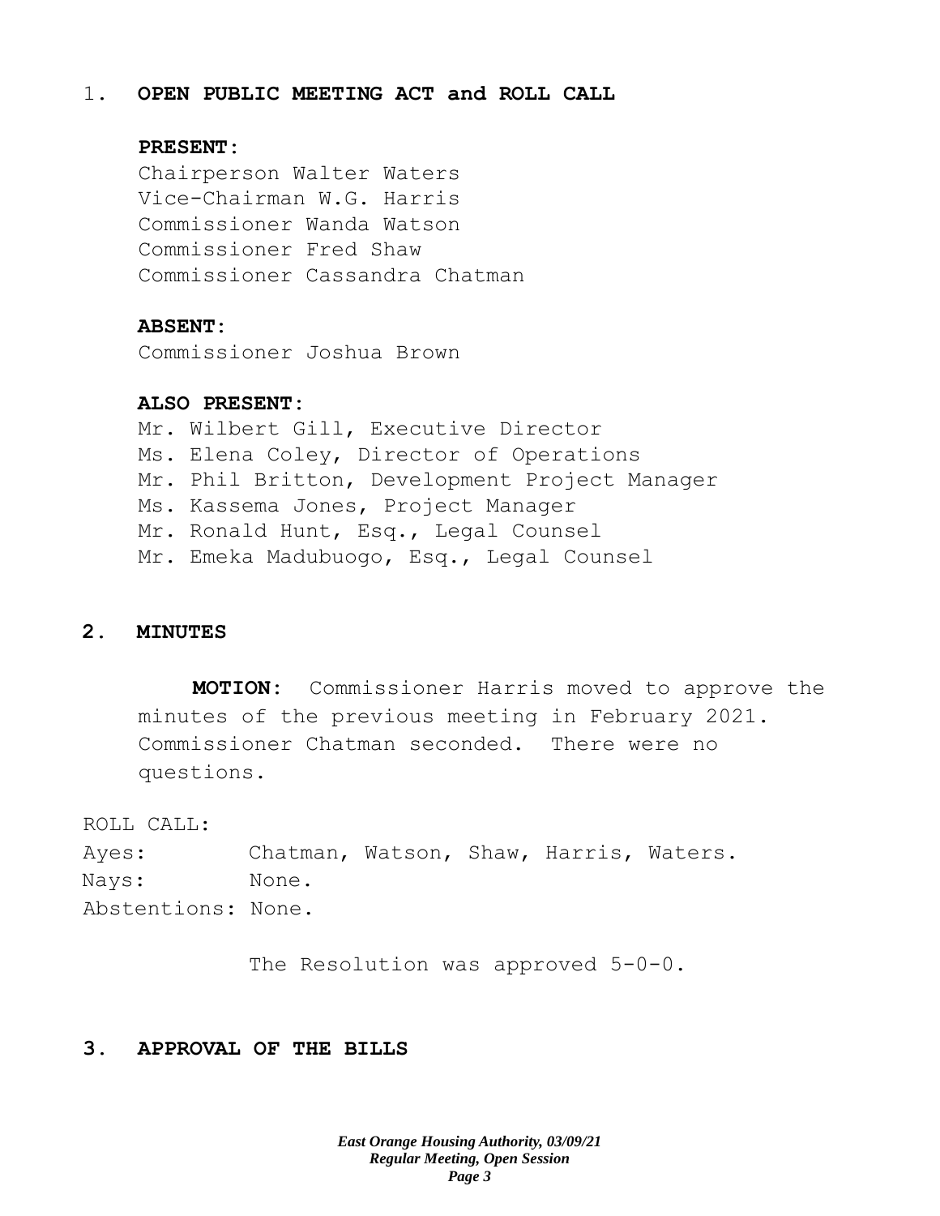1. **OPEN PUBLIC MEETING ACT and ROLL CALL**

**PRESENT:**

Chairperson Walter Waters
Vice-Chairman W.G. Harris
Commissioner Wanda Watson
Commissioner Fred Shaw
Commissioner Cassandra Chatman

**ABSENT:**

Commissioner Joshua Brown

**ALSO PRESENT:**

Mr. Wilbert Gill, Executive Director
Ms. Elena Coley, Director of Operations
Mr. Phil Britton, Development Project Manager
Ms. Kassema Jones, Project Manager
Mr. Ronald Hunt, Esq., Legal Counsel
Mr. Emeka Madubuogo, Esq., Legal Counsel

## 2. MINUTES

**MOTION:** Commissioner Harris moved to approve the minutes of the previous meeting in February 2021. Commissioner Chatman seconded. There were no questions.

ROLL CALL:
Ayes: Chatman, Watson, Shaw, Harris, Waters.
Nays: None.
Abstentions: None.

The Resolution was approved 5-0-0.

## 3. APPROVAL OF THE BILLS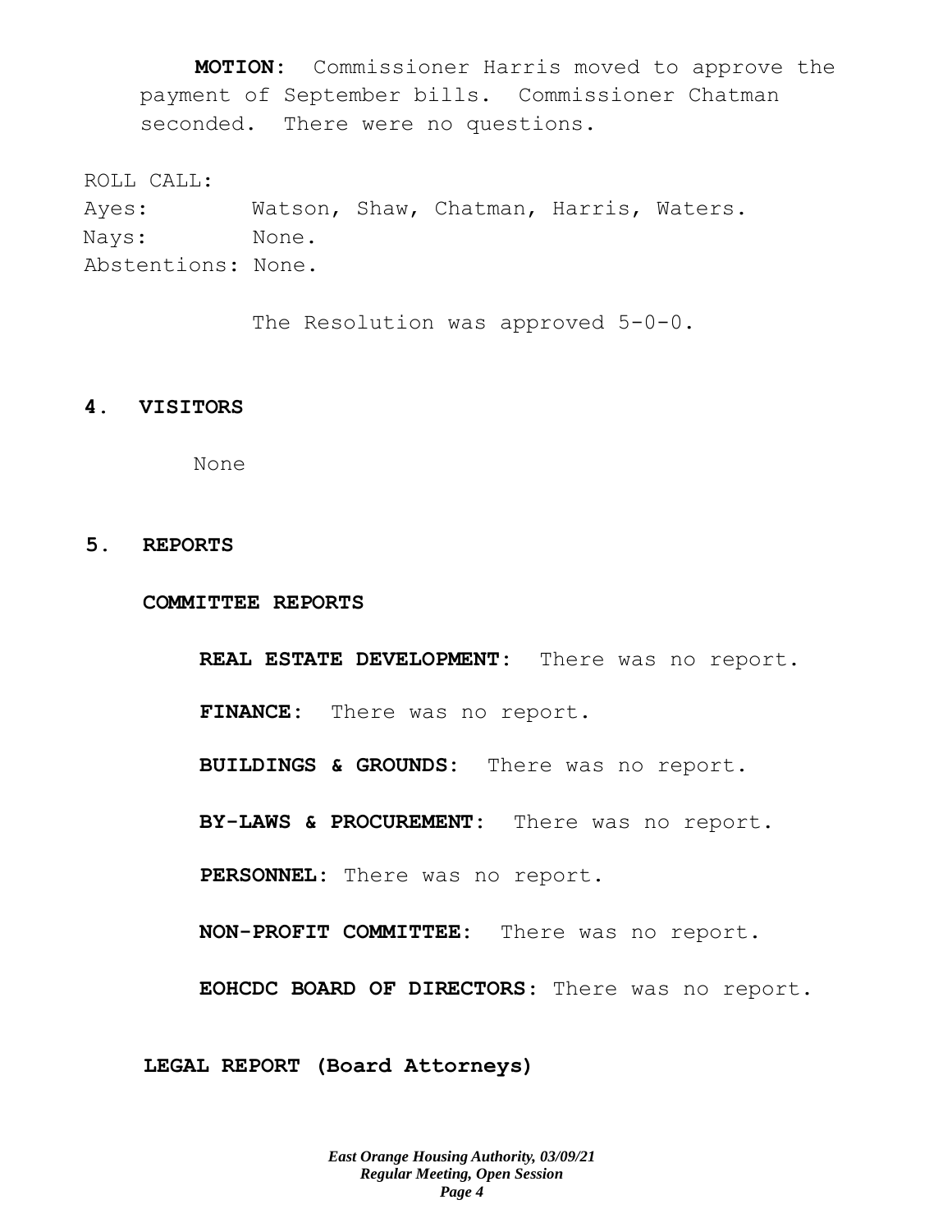**MOTION:** Commissioner Harris moved to approve the payment of September bills. Commissioner Chatman seconded. There were no questions.

ROLL CALL:
Ayes: Watson, Shaw, Chatman, Harris, Waters.
Nays: None.
Abstentions: None.

The Resolution was approved 5-0-0.

## 4. VISITORS

None

## 5. REPORTS

### COMMITTEE REPORTS

**REAL ESTATE DEVELOPMENT:** There was no report.

**FINANCE:** There was no report.

**BUILDINGS & GROUNDS:** There was no report.

**BY-LAWS & PROCUREMENT:** There was no report.

**PERSONNEL:** There was no report.

**NON-PROFIT COMMITTEE:** There was no report.

**EOHCDC BOARD OF DIRECTORS:** There was no report.

### LEGAL REPORT (Board Attorneys)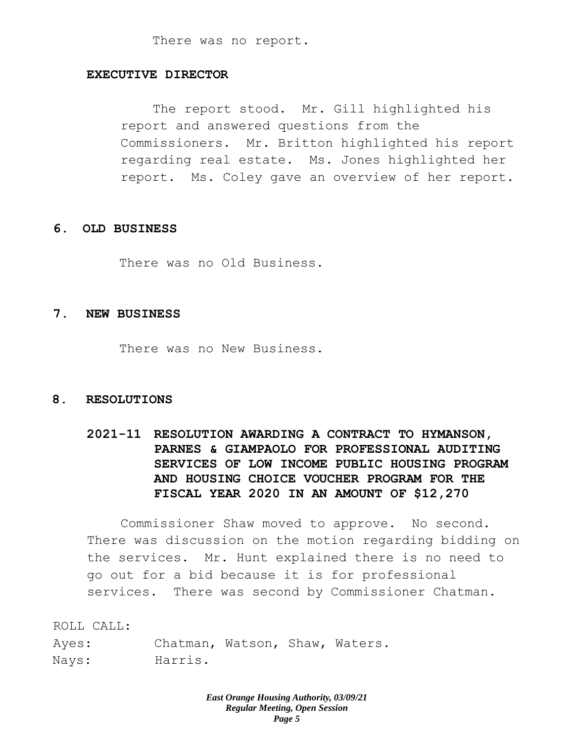There was no report.

**EXECUTIVE DIRECTOR**

The report stood. Mr. Gill highlighted his report and answered questions from the Commissioners. Mr. Britton highlighted his report regarding real estate. Ms. Jones highlighted her report. Ms. Coley gave an overview of her report.

## 6. OLD BUSINESS

There was no Old Business.

## 7. NEW BUSINESS

There was no New Business.

## 8. RESOLUTIONS

**2021-11 RESOLUTION AWARDING A CONTRACT TO HYMANSON, PARNES & GIAMPAOLO FOR PROFESSIONAL AUDITING SERVICES OF LOW INCOME PUBLIC HOUSING PROGRAM AND HOUSING CHOICE VOUCHER PROGRAM FOR THE FISCAL YEAR 2020 IN AN AMOUNT OF $12,270**

Commissioner Shaw moved to approve. No second. There was discussion on the motion regarding bidding on the services. Mr. Hunt explained there is no need to go out for a bid because it is for professional services. There was second by Commissioner Chatman.

ROLL CALL:
Ayes: Chatman, Watson, Shaw, Waters.
Nays: Harris.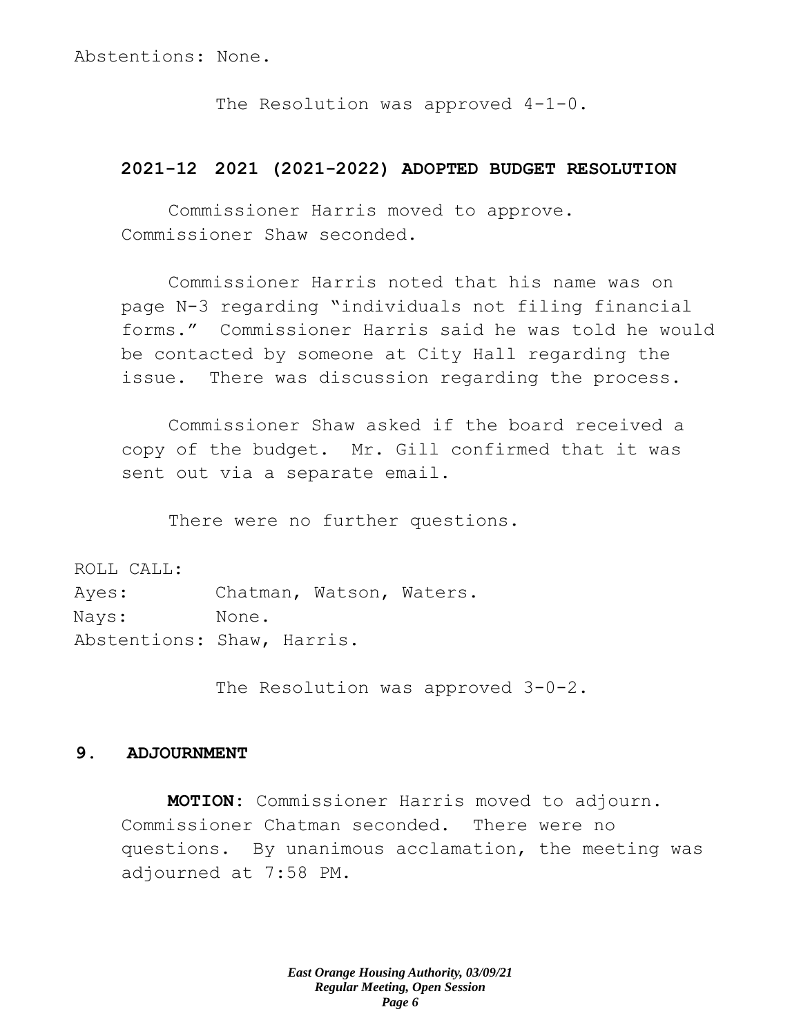Abstentions: None.

The Resolution was approved 4-1-0.

### 2021-12 2021 (2021-2022) ADOPTED BUDGET RESOLUTION

Commissioner Harris moved to approve. Commissioner Shaw seconded.

Commissioner Harris noted that his name was on page N-3 regarding "individuals not filing financial forms." Commissioner Harris said he was told he would be contacted by someone at City Hall regarding the issue. There was discussion regarding the process.

Commissioner Shaw asked if the board received a copy of the budget. Mr. Gill confirmed that it was sent out via a separate email.

There were no further questions.

ROLL CALL:
Ayes: Chatman, Watson, Waters.
Nays: None.
Abstentions: Shaw, Harris.

The Resolution was approved 3-0-2.

## 9. ADJOURNMENT

**MOTION**: Commissioner Harris moved to adjourn. Commissioner Chatman seconded. There were no questions. By unanimous acclamation, the meeting was adjourned at 7:58 PM.